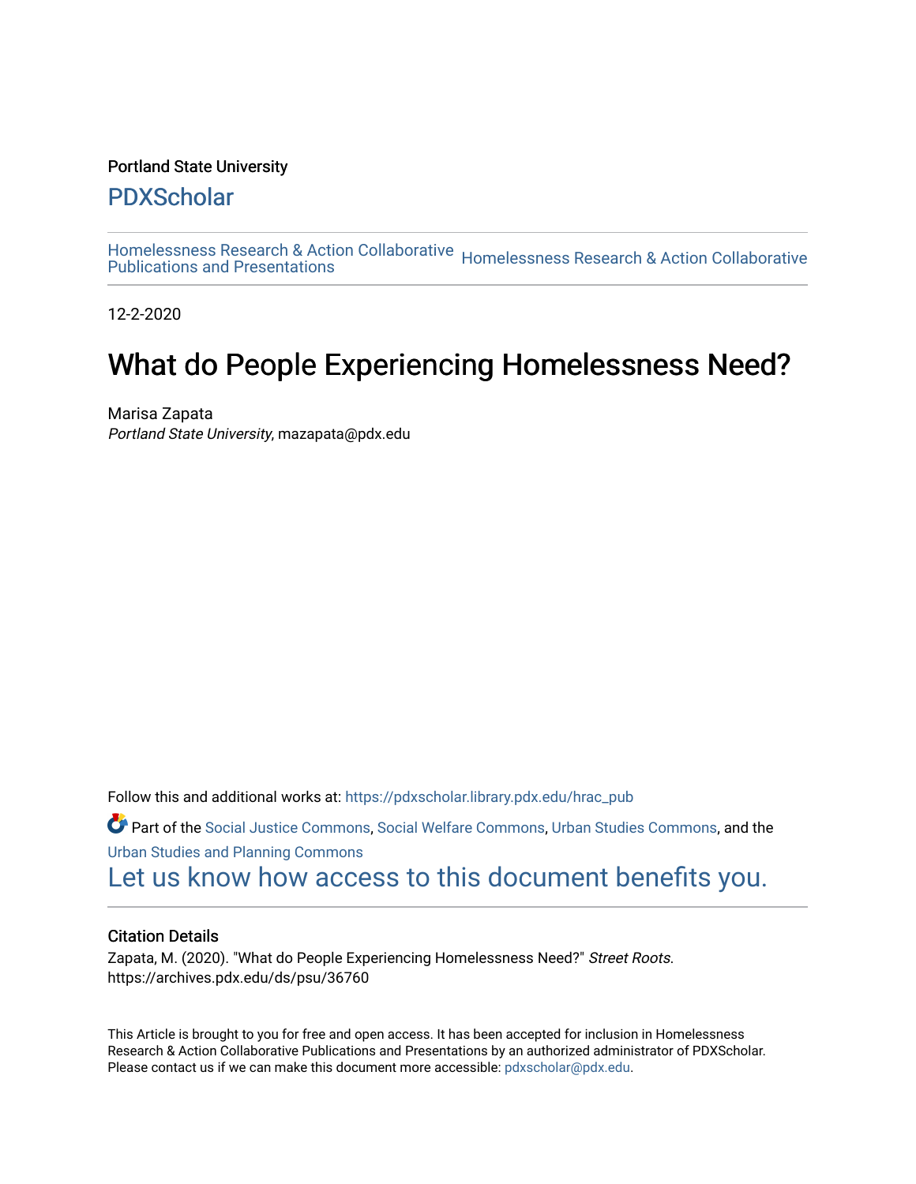Portland State University

## PDXScholar

Homelessness Research & Action Collaborative Publications and Presentations | Homelessness Research & Action Collaborative

12-2-2020

# What do People Experiencing Homelessness Need?

Marisa Zapata
*Portland State University*, mazapata@pdx.edu

Follow this and additional works at: https://pdxscholar.library.pdx.edu/hrac_pub

Part of the Social Justice Commons, Social Welfare Commons, Urban Studies Commons, and the Urban Studies and Planning Commons

Let us know how access to this document benefits you.

### Citation Details

Zapata, M. (2020). "What do People Experiencing Homelessness Need?" *Street Roots*. https://archives.pdx.edu/ds/psu/36760

This Article is brought to you for free and open access. It has been accepted for inclusion in Homelessness Research & Action Collaborative Publications and Presentations by an authorized administrator of PDXScholar. Please contact us if we can make this document more accessible: pdxscholar@pdx.edu.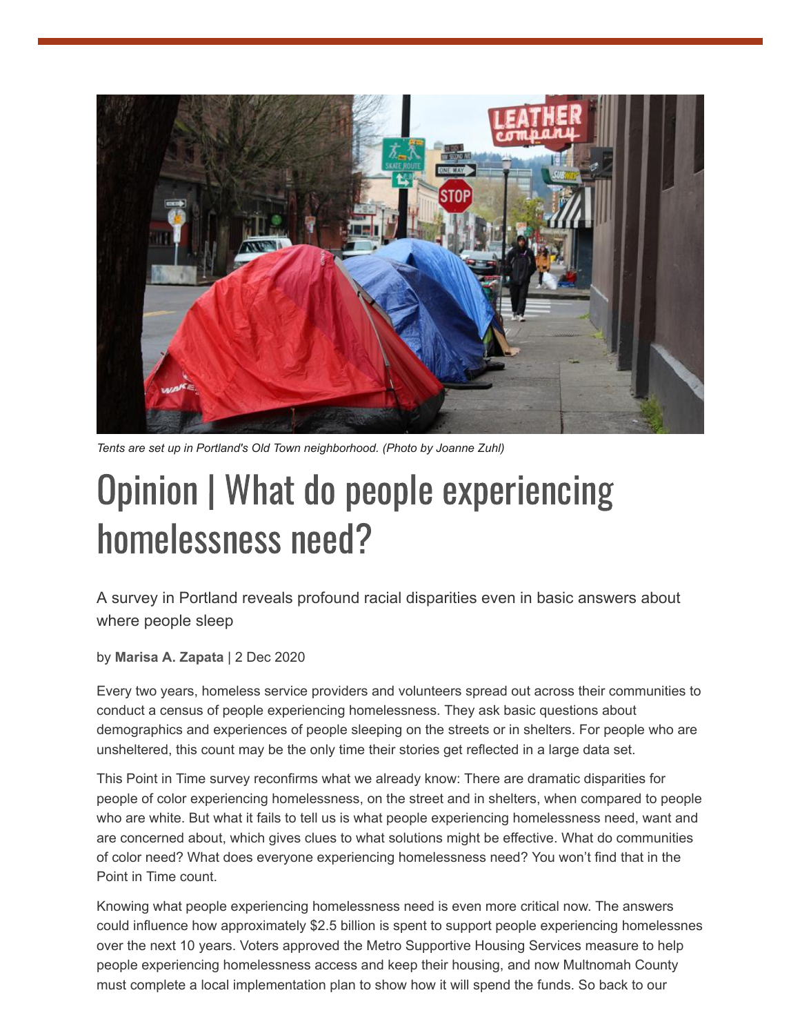*Tents are set up in Portland's Old Town neighborhood. (Photo by Joanne Zuhl)*

# Opinion | What do people experiencing homelessness need?

A survey in Portland reveals profound racial disparities even in basic answers about where people sleep

by **Marisa A. Zapata** | 2 Dec 2020

Every two years, homeless service providers and volunteers spread out across their communities to conduct a census of people experiencing homelessness. They ask basic questions about demographics and experiences of people sleeping on the streets or in shelters. For people who are unsheltered, this count may be the only time their stories get reflected in a large data set.

This Point in Time survey reconfirms what we already know: There are dramatic disparities for people of color experiencing homelessness, on the street and in shelters, when compared to people who are white. But what it fails to tell us is what people experiencing homelessness need, want and are concerned about, which gives clues to what solutions might be effective. What do communities of color need? What does everyone experiencing homelessness need? You won't find that in the Point in Time count.

Knowing what people experiencing homelessness need is even more critical now. The answers could influence how approximately $2.5 billion is spent to support people experiencing homelessnes over the next 10 years. Voters approved the Metro Supportive Housing Services measure to help people experiencing homelessness access and keep their housing, and now Multnomah County must complete a local implementation plan to show how it will spend the funds. So back to our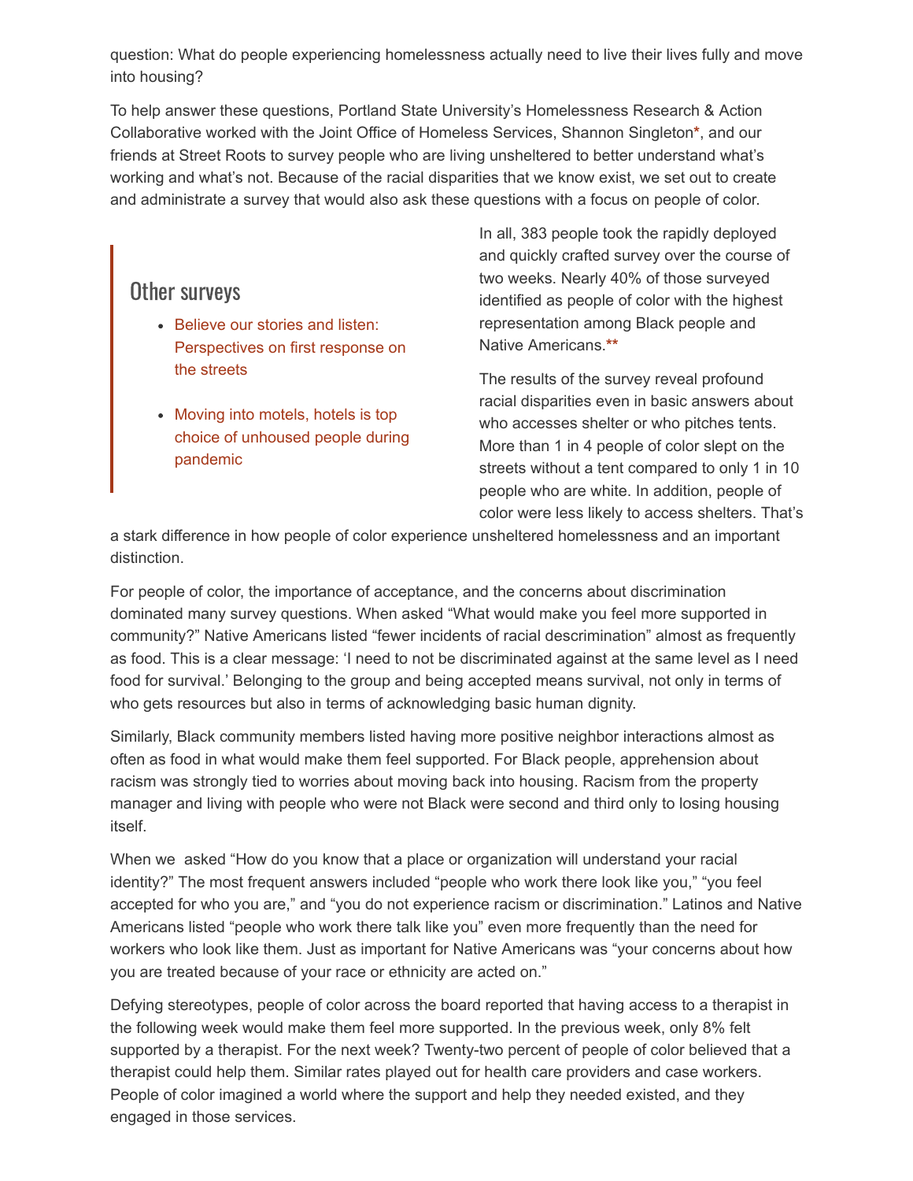question: What do people experiencing homelessness actually need to live their lives fully and move into housing?

To help answer these questions, Portland State University's Homelessness Research & Action Collaborative worked with the Joint Office of Homeless Services, Shannon Singleton*, and our friends at Street Roots to survey people who are living unsheltered to better understand what's working and what's not. Because of the racial disparities that we know exist, we set out to create and administrate a survey that would also ask these questions with a focus on people of color.

In all, 383 people took the rapidly deployed and quickly crafted survey over the course of two weeks. Nearly 40% of those surveyed identified as people of color with the highest representation among Black people and Native Americans.**

The results of the survey reveal profound racial disparities even in basic answers about who accesses shelter or who pitches tents. More than 1 in 4 people of color slept on the streets without a tent compared to only 1 in 10 people who are white. In addition, people of color were less likely to access shelters. That's a stark difference in how people of color experience unsheltered homelessness and an important distinction.

> ## Other surveys
>
> - Believe our stories and listen: Perspectives on first response on the streets
> - Moving into motels, hotels is top choice of unhoused people during pandemic

For people of color, the importance of acceptance, and the concerns about discrimination dominated many survey questions. When asked "What would make you feel more supported in community?" Native Americans listed "fewer incidents of racial descrimination" almost as frequently as food. This is a clear message: 'I need to not be discriminated against at the same level as I need food for survival.' Belonging to the group and being accepted means survival, not only in terms of who gets resources but also in terms of acknowledging basic human dignity.

Similarly, Black community members listed having more positive neighbor interactions almost as often as food in what would make them feel supported. For Black people, apprehension about racism was strongly tied to worries about moving back into housing. Racism from the property manager and living with people who were not Black were second and third only to losing housing itself.

When we asked "How do you know that a place or organization will understand your racial identity?" The most frequent answers included "people who work there look like you," "you feel accepted for who you are," and "you do not experience racism or discrimination." Latinos and Native Americans listed "people who work there talk like you" even more frequently than the need for workers who look like them. Just as important for Native Americans was "your concerns about how you are treated because of your race or ethnicity are acted on."

Defying stereotypes, people of color across the board reported that having access to a therapist in the following week would make them feel more supported. In the previous week, only 8% felt supported by a therapist. For the next week? Twenty-two percent of people of color believed that a therapist could help them. Similar rates played out for health care providers and case workers. People of color imagined a world where the support and help they needed existed, and they engaged in those services.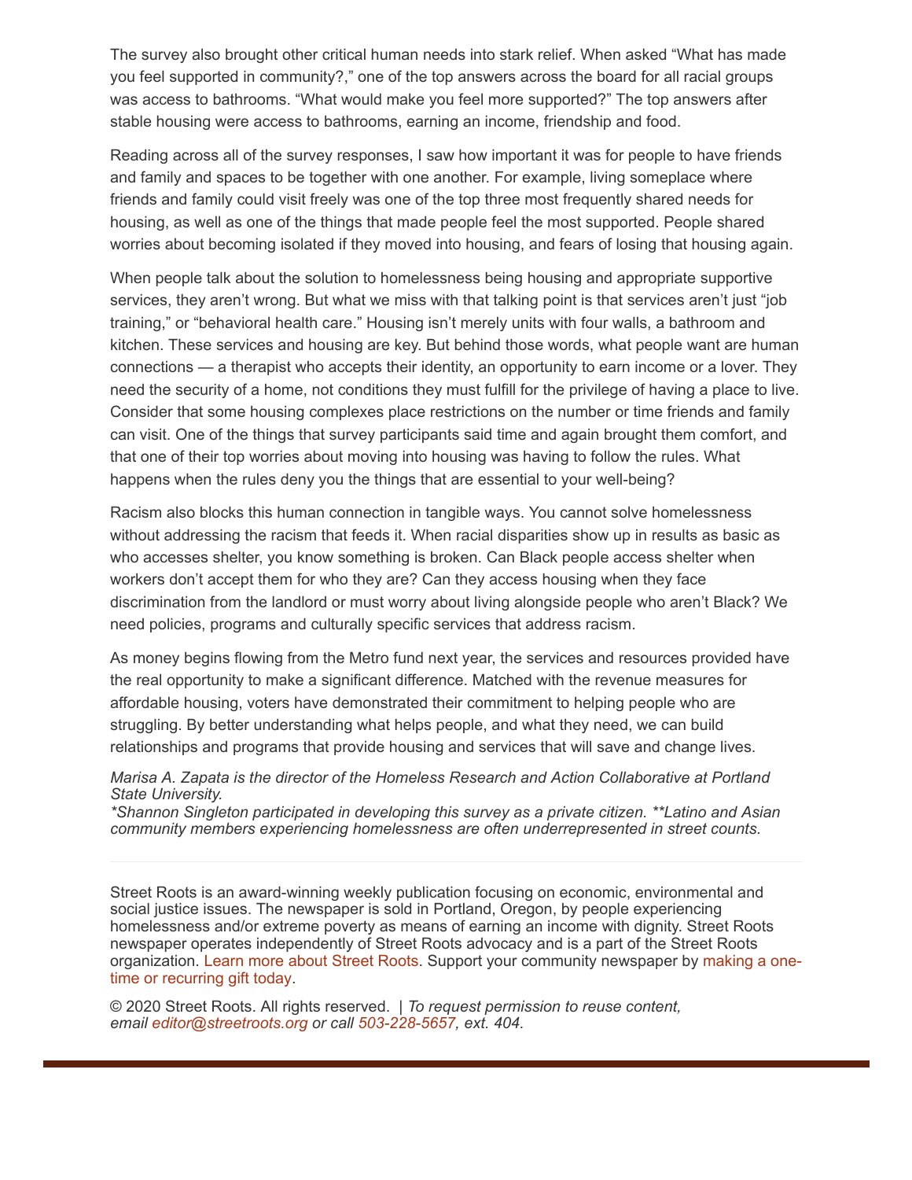The survey also brought other critical human needs into stark relief. When asked "What has made you feel supported in community?," one of the top answers across the board for all racial groups was access to bathrooms. "What would make you feel more supported?" The top answers after stable housing were access to bathrooms, earning an income, friendship and food.

Reading across all of the survey responses, I saw how important it was for people to have friends and family and spaces to be together with one another. For example, living someplace where friends and family could visit freely was one of the top three most frequently shared needs for housing, as well as one of the things that made people feel the most supported. People shared worries about becoming isolated if they moved into housing, and fears of losing that housing again.

When people talk about the solution to homelessness being housing and appropriate supportive services, they aren't wrong. But what we miss with that talking point is that services aren't just "job training," or "behavioral health care." Housing isn't merely units with four walls, a bathroom and kitchen. These services and housing are key. But behind those words, what people want are human connections — a therapist who accepts their identity, an opportunity to earn income or a lover. They need the security of a home, not conditions they must fulfill for the privilege of having a place to live. Consider that some housing complexes place restrictions on the number or time friends and family can visit. One of the things that survey participants said time and again brought them comfort, and that one of their top worries about moving into housing was having to follow the rules. What happens when the rules deny you the things that are essential to your well-being?

Racism also blocks this human connection in tangible ways. You cannot solve homelessness without addressing the racism that feeds it. When racial disparities show up in results as basic as who accesses shelter, you know something is broken. Can Black people access shelter when workers don't accept them for who they are? Can they access housing when they face discrimination from the landlord or must worry about living alongside people who aren't Black? We need policies, programs and culturally specific services that address racism.

As money begins flowing from the Metro fund next year, the services and resources provided have the real opportunity to make a significant difference. Matched with the revenue measures for affordable housing, voters have demonstrated their commitment to helping people who are struggling. By better understanding what helps people, and what they need, we can build relationships and programs that provide housing and services that will save and change lives.

*Marisa A. Zapata is the director of the Homeless Research and Action Collaborative at Portland State University.*
*\*Shannon Singleton participated in developing this survey as a private citizen. \*\*Latino and Asian community members experiencing homelessness are often underrepresented in street counts.*

---

Street Roots is an award-winning weekly publication focusing on economic, environmental and social justice issues. The newspaper is sold in Portland, Oregon, by people experiencing homelessness and/or extreme poverty as means of earning an income with dignity. Street Roots newspaper operates independently of Street Roots advocacy and is a part of the Street Roots organization. Learn more about Street Roots. Support your community newspaper by making a one-time or recurring gift today.

© 2020 Street Roots. All rights reserved. | *To request permission to reuse content, email editor@streetroots.org or call 503-228-5657, ext. 404.*